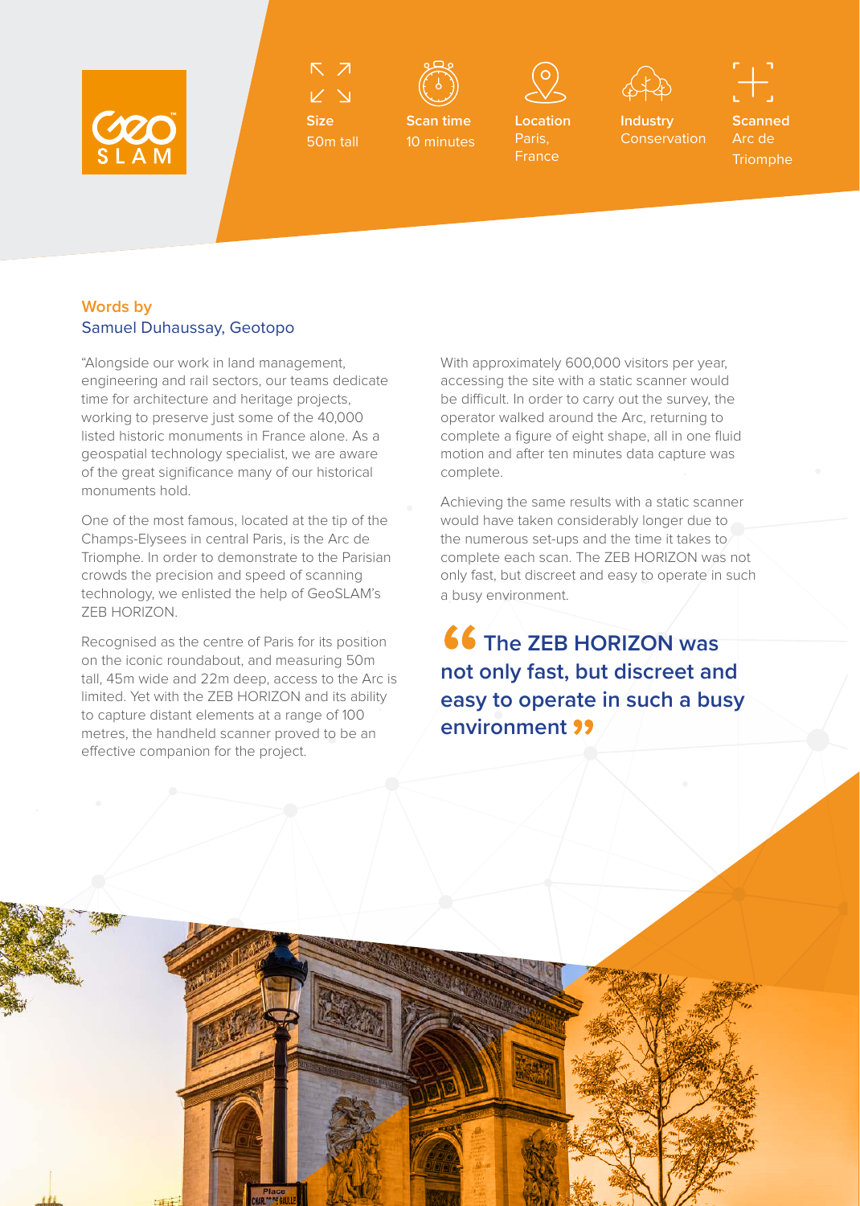GeoSLAM

**Size**
50m tall

**Scan time**
10 minutes

**Location**
Paris, France

**Industry**
Conservation

**Scanned**
Arc de Triomphe

Words by
Samuel Duhaussay, Geotopo

"Alongside our work in land management, engineering and rail sectors, our teams dedicate time for architecture and heritage projects, working to preserve just some of the 40,000 listed historic monuments in France alone. As a geospatial technology specialist, we are aware of the great significance many of our historical monuments hold.

One of the most famous, located at the tip of the Champs-Elysees in central Paris, is the Arc de Triomphe. In order to demonstrate to the Parisian crowds the precision and speed of scanning technology, we enlisted the help of GeoSLAM's ZEB HORIZON.

Recognised as the centre of Paris for its position on the iconic roundabout, and measuring 50m tall, 45m wide and 22m deep, access to the Arc is limited. Yet with the ZEB HORIZON and its ability to capture distant elements at a range of 100 metres, the handheld scanner proved to be an effective companion for the project.

With approximately 600,000 visitors per year, accessing the site with a static scanner would be difficult. In order to carry out the survey, the operator walked around the Arc, returning to complete a figure of eight shape, all in one fluid motion and after ten minutes data capture was complete.

Achieving the same results with a static scanner would have taken considerably longer due to the numerous set-ups and the time it takes to complete each scan. The ZEB HORIZON was not only fast, but discreet and easy to operate in such a busy environment.

> **"The ZEB HORIZON was not only fast, but discreet and easy to operate in such a busy environment"**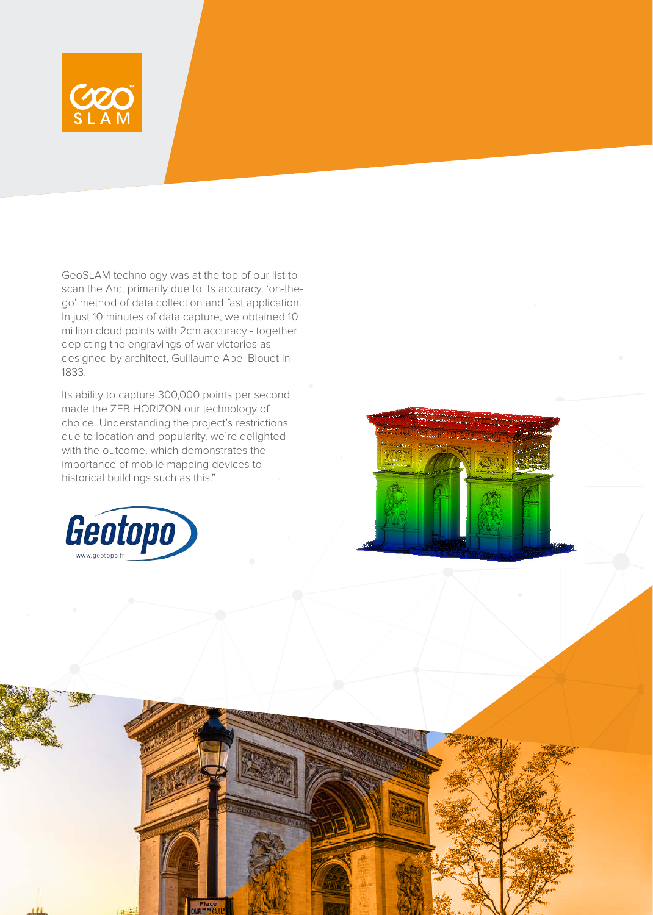GeoSLAM technology was at the top of our list to scan the Arc, primarily due to its accuracy, 'on-the-go' method of data collection and fast application. In just 10 minutes of data capture, we obtained 10 million cloud points with 2cm accuracy - together depicting the engravings of war victories as designed by architect, Guillaume Abel Blouet in 1833.

Its ability to capture 300,000 points per second made the ZEB HORIZON our technology of choice. Understanding the project's restrictions due to location and popularity, we're delighted with the outcome, which demonstrates the importance of mobile mapping devices to historical buildings such as this."